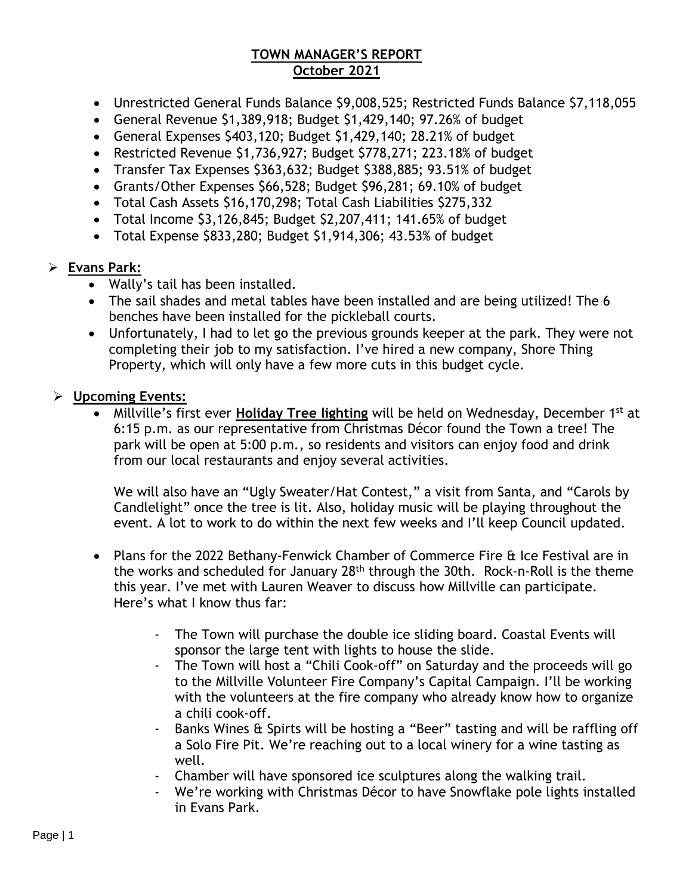# TOWN MANAGER'S REPORT
## October 2021

- Unrestricted General Funds Balance $9,008,525; Restricted Funds Balance $7,118,055
- General Revenue $1,389,918; Budget $1,429,140; 97.26% of budget
- General Expenses $403,120; Budget $1,429,140; 28.21% of budget
- Restricted Revenue $1,736,927; Budget $778,271; 223.18% of budget
- Transfer Tax Expenses $363,632; Budget $388,885; 93.51% of budget
- Grants/Other Expenses $66,528; Budget $96,281; 69.10% of budget
- Total Cash Assets $16,170,298; Total Cash Liabilities $275,332
- Total Income $3,126,845; Budget $2,207,411; 141.65% of budget
- Total Expense $833,280; Budget $1,914,306; 43.53% of budget

- **Evans Park:**
  - Wally's tail has been installed.
  - The sail shades and metal tables have been installed and are being utilized! The 6 benches have been installed for the pickleball courts.
  - Unfortunately, I had to let go the previous grounds keeper at the park. They were not completing their job to my satisfaction. I've hired a new company, Shore Thing Property, which will only have a few more cuts in this budget cycle.

- **Upcoming Events:**
  - Millville's first ever **Holiday Tree lighting** will be held on Wednesday, December 1st at 6:15 p.m. as our representative from Christmas Décor found the Town a tree! The park will be open at 5:00 p.m., so residents and visitors can enjoy food and drink from our local restaurants and enjoy several activities.

    We will also have an "Ugly Sweater/Hat Contest," a visit from Santa, and "Carols by Candlelight" once the tree is lit. Also, holiday music will be playing throughout the event. A lot to work to do within the next few weeks and I'll keep Council updated.

  - Plans for the 2022 Bethany-Fenwick Chamber of Commerce Fire & Ice Festival are in the works and scheduled for January 28th through the 30th. Rock-n-Roll is the theme this year. I've met with Lauren Weaver to discuss how Millville can participate. Here's what I know thus far:

    - The Town will purchase the double ice sliding board. Coastal Events will sponsor the large tent with lights to house the slide.
    - The Town will host a "Chili Cook-off" on Saturday and the proceeds will go to the Millville Volunteer Fire Company's Capital Campaign. I'll be working with the volunteers at the fire company who already know how to organize a chili cook-off.
    - Banks Wines & Spirts will be hosting a "Beer" tasting and will be raffling off a Solo Fire Pit. We're reaching out to a local winery for a wine tasting as well.
    - Chamber will have sponsored ice sculptures along the walking trail.
    - We're working with Christmas Décor to have Snowflake pole lights installed in Evans Park.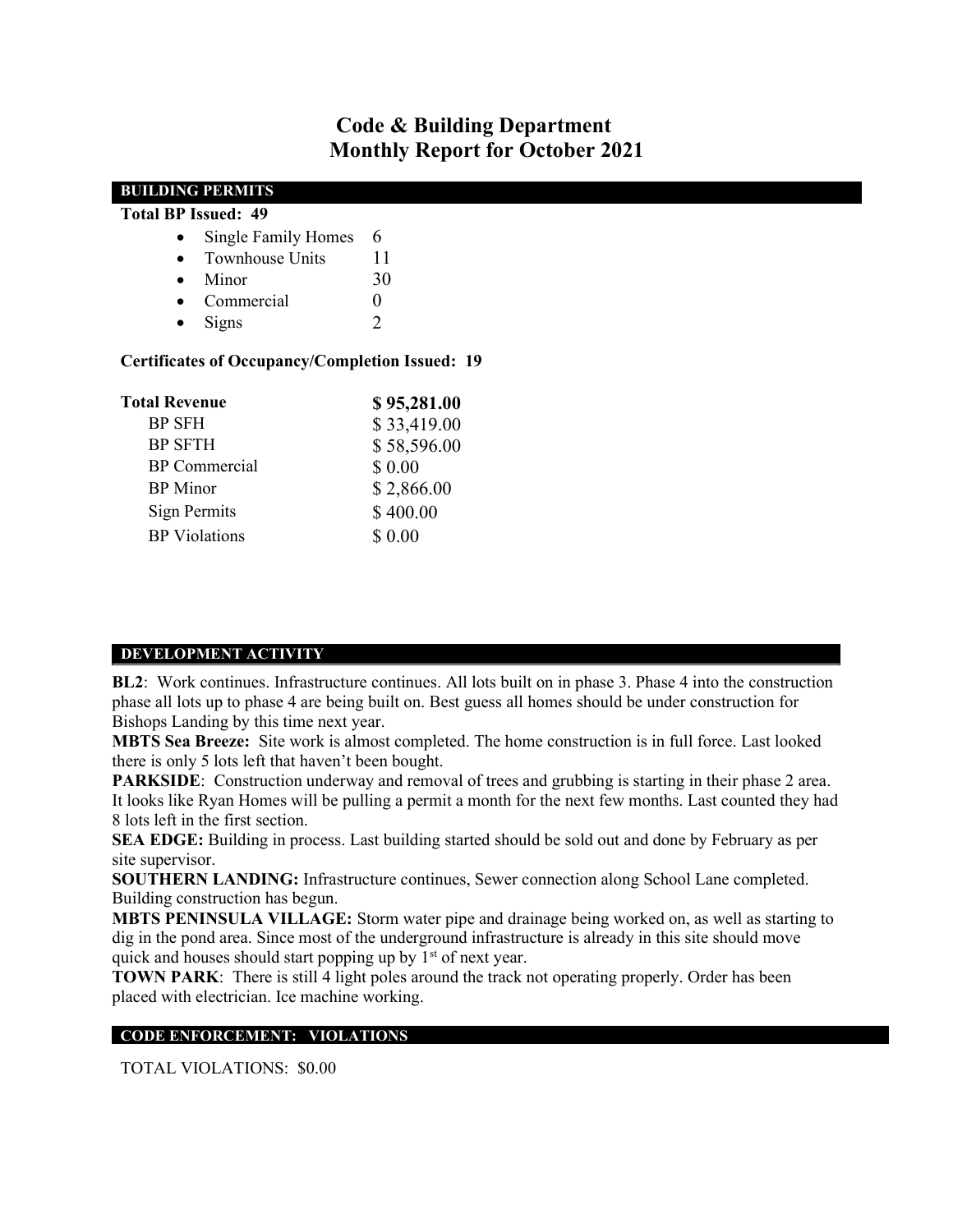# Code & Building Department
## Monthly Report for October 2021

### BUILDING PERMITS

**Total BP Issued: 49**

- Single Family Homes 6
- Townhouse Units 11
- Minor 30
- Commercial 0
- Signs 2

**Certificates of Occupancy/Completion Issued: 19**

| **Total Revenue** | **$ 95,281.00** |
|---|---|
| BP SFH | $ 33,419.00 |
| BP SFTH | $ 58,596.00 |
| BP Commercial | $ 0.00 |
| BP Minor | $ 2,866.00 |
| Sign Permits | $ 400.00 |
| BP Violations | $ 0.00 |

### DEVELOPMENT ACTIVITY

**BL2**: Work continues. Infrastructure continues. All lots built on in phase 3. Phase 4 into the construction phase all lots up to phase 4 are being built on. Best guess all homes should be under construction for Bishops Landing by this time next year.

**MBTS Sea Breeze:** Site work is almost completed. The home construction is in full force. Last looked there is only 5 lots left that haven't been bought.

**PARKSIDE**: Construction underway and removal of trees and grubbing is starting in their phase 2 area. It looks like Ryan Homes will be pulling a permit a month for the next few months. Last counted they had 8 lots left in the first section.

**SEA EDGE:** Building in process. Last building started should be sold out and done by February as per site supervisor.

**SOUTHERN LANDING:** Infrastructure continues, Sewer connection along School Lane completed. Building construction has begun.

**MBTS PENINSULA VILLAGE:** Storm water pipe and drainage being worked on, as well as starting to dig in the pond area. Since most of the underground infrastructure is already in this site should move quick and houses should start popping up by 1st of next year.

**TOWN PARK**: There is still 4 light poles around the track not operating properly. Order has been placed with electrician. Ice machine working.

### CODE ENFORCEMENT: VIOLATIONS

TOTAL VIOLATIONS: $0.00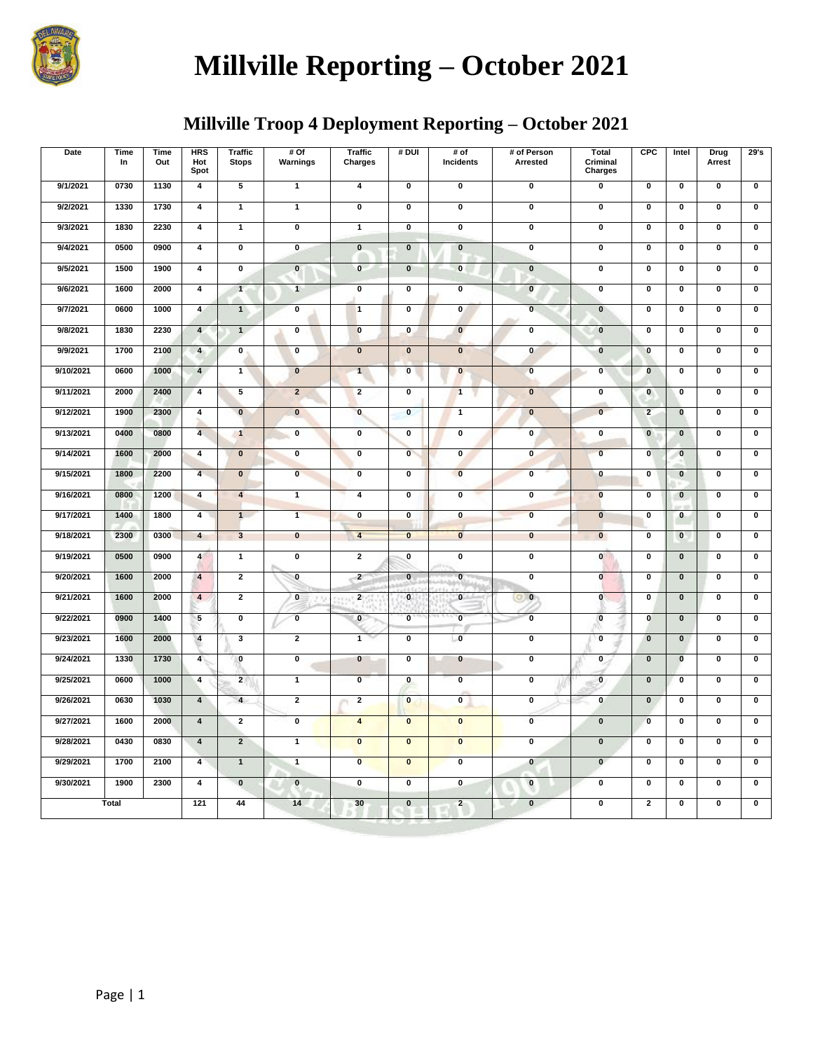# Millville Reporting – October 2021

## Millville Troop 4 Deployment Reporting – October 2021

| Date | Time In | Time Out | HRS Hot Spot | Traffic Stops | # Of Warnings | Traffic Charges | # DUI | # of Incidents | # of Person Arrested | Total Criminal Charges | CPC | Intel | Drug Arrest | 29's |
|---|---|---|---|---|---|---|---|---|---|---|---|---|---|---|
| 9/1/2021 | 0730 | 1130 | 4 | 5 | 1 | 4 | 0 | 0 | 0 | 0 | 0 | 0 | 0 | 0 |
| 9/2/2021 | 1330 | 1730 | 4 | 1 | 1 | 0 | 0 | 0 | 0 | 0 | 0 | 0 | 0 | 0 |
| 9/3/2021 | 1830 | 2230 | 4 | 1 | 0 | 1 | 0 | 0 | 0 | 0 | 0 | 0 | 0 | 0 |
| 9/4/2021 | 0500 | 0900 | 4 | 0 | 0 | 0 | 0 | 0 | 0 | 0 | 0 | 0 | 0 | 0 |
| 9/5/2021 | 1500 | 1900 | 4 | 0 | 0 | 0 | 0 | 0 | 0 | 0 | 0 | 0 | 0 | 0 |
| 9/6/2021 | 1600 | 2000 | 4 | 1 | 1 | 0 | 0 | 0 | 0 | 0 | 0 | 0 | 0 | 0 |
| 9/7/2021 | 0600 | 1000 | 4 | 1 | 0 | 1 | 0 | 0 | 0 | 0 | 0 | 0 | 0 | 0 |
| 9/8/2021 | 1830 | 2230 | 4 | 1 | 0 | 0 | 0 | 0 | 0 | 0 | 0 | 0 | 0 | 0 |
| 9/9/2021 | 1700 | 2100 | 4 | 0 | 0 | 0 | 0 | 0 | 0 | 0 | 0 | 0 | 0 | 0 |
| 9/10/2021 | 0600 | 1000 | 4 | 1 | 0 | 1 | 0 | 0 | 0 | 0 | 0 | 0 | 0 | 0 |
| 9/11/2021 | 2000 | 2400 | 4 | 5 | 2 | 2 | 0 | 1 | 0 | 0 | 0 | 0 | 0 | 0 |
| 9/12/2021 | 1900 | 2300 | 4 | 0 | 0 | 0 | 0 | 1 | 0 | 0 | 2 | 0 | 0 | 0 |
| 9/13/2021 | 0400 | 0800 | 4 | 1 | 0 | 0 | 0 | 0 | 0 | 0 | 0 | 0 | 0 | 0 |
| 9/14/2021 | 1600 | 2000 | 4 | 0 | 0 | 0 | 0 | 0 | 0 | 0 | 0 | 0 | 0 | 0 |
| 9/15/2021 | 1800 | 2200 | 4 | 0 | 0 | 0 | 0 | 0 | 0 | 0 | 0 | 0 | 0 | 0 |
| 9/16/2021 | 0800 | 1200 | 4 | 4 | 1 | 4 | 0 | 0 | 0 | 0 | 0 | 0 | 0 | 0 |
| 9/17/2021 | 1400 | 1800 | 4 | 1 | 1 | 0 | 0 | 0 | 0 | 0 | 0 | 0 | 0 | 0 |
| 9/18/2021 | 2300 | 0300 | 4 | 3 | 0 | 4 | 0 | 0 | 0 | 0 | 0 | 0 | 0 | 0 |
| 9/19/2021 | 0500 | 0900 | 4 | 1 | 0 | 2 | 0 | 0 | 0 | 0 | 0 | 0 | 0 | 0 |
| 9/20/2021 | 1600 | 2000 | 4 | 2 | 0 | 2 | 0 | 0 | 0 | 0 | 0 | 0 | 0 | 0 |
| 9/21/2021 | 1600 | 2000 | 4 | 2 | 0 | 2 | 0 | 0 | 0 | 0 | 0 | 0 | 0 | 0 |
| 9/22/2021 | 0900 | 1400 | 5 | 0 | 0 | 0 | 0 | 0 | 0 | 0 | 0 | 0 | 0 | 0 |
| 9/23/2021 | 1600 | 2000 | 4 | 3 | 2 | 1 | 0 | 0 | 0 | 0 | 0 | 0 | 0 | 0 |
| 9/24/2021 | 1330 | 1730 | 4 | 0 | 0 | 0 | 0 | 0 | 0 | 0 | 0 | 0 | 0 | 0 |
| 9/25/2021 | 0600 | 1000 | 4 | 2 | 1 | 0 | 0 | 0 | 0 | 0 | 0 | 0 | 0 | 0 |
| 9/26/2021 | 0630 | 1030 | 4 | 4 | 2 | 2 | 0 | 0 | 0 | 0 | 0 | 0 | 0 | 0 |
| 9/27/2021 | 1600 | 2000 | 4 | 2 | 0 | 4 | 0 | 0 | 0 | 0 | 0 | 0 | 0 | 0 |
| 9/28/2021 | 0430 | 0830 | 4 | 2 | 1 | 0 | 0 | 0 | 0 | 0 | 0 | 0 | 0 | 0 |
| 9/29/2021 | 1700 | 2100 | 4 | 1 | 1 | 0 | 0 | 0 | 0 | 0 | 0 | 0 | 0 | 0 |
| 9/30/2021 | 1900 | 2300 | 4 | 0 | 0 | 0 | 0 | 0 | 0 | 0 | 0 | 0 | 0 | 0 |
| Total | | | 121 | 44 | 14 | 30 | 0 | 2 | 0 | 0 | 2 | 0 | 0 | 0 |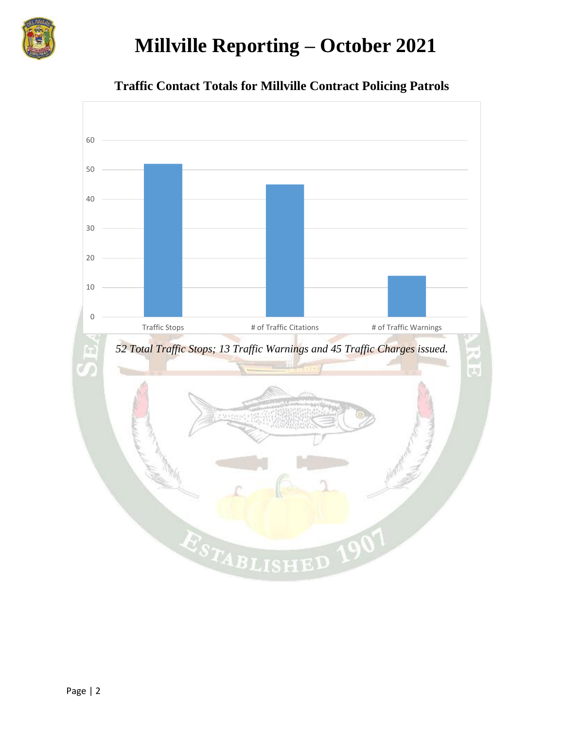# Millville Reporting – October 2021

## Traffic Contact Totals for Millville Contract Policing Patrols

| Category | Count |
|---|---|
| Traffic Stops | 52 |
| # of Traffic Citations | 45 |
| # of Traffic Warnings | 14 |

*52 Total Traffic Stops; 13 Traffic Warnings and 45 Traffic Charges issued.*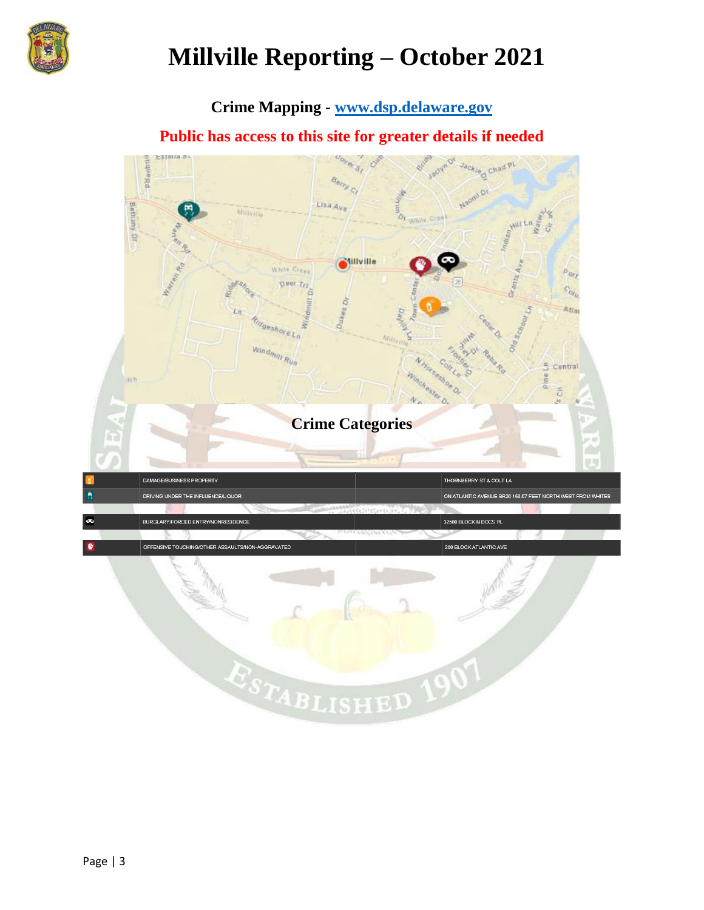# Millville Reporting – October 2021

**Crime Mapping - www.dsp.delaware.gov**

**Public has access to this site for greater details if needed**

## Crime Categories

| | | | |
|---|---|---|---|
| | DAMAGE/BUSINESS PROPERTY | | THORNBERRY ST & COLT LA |
| | DRIVING UNDER THE INFLUENCE/LIQUOR | | ON ATLANTIC AVENUE SR26 168.67 FEET NORTH WEST FROM WHITES |
| | BURGLARY/FORCED ENTRY/NONRESIDENCE | | 32500 BLOCK N DOCS PL |
| | OFFENSIVE TOUCHING/OTHER ASSAULTS/NON-AGGRAVATED | | 200 BLOCK ATLANTIC AVE |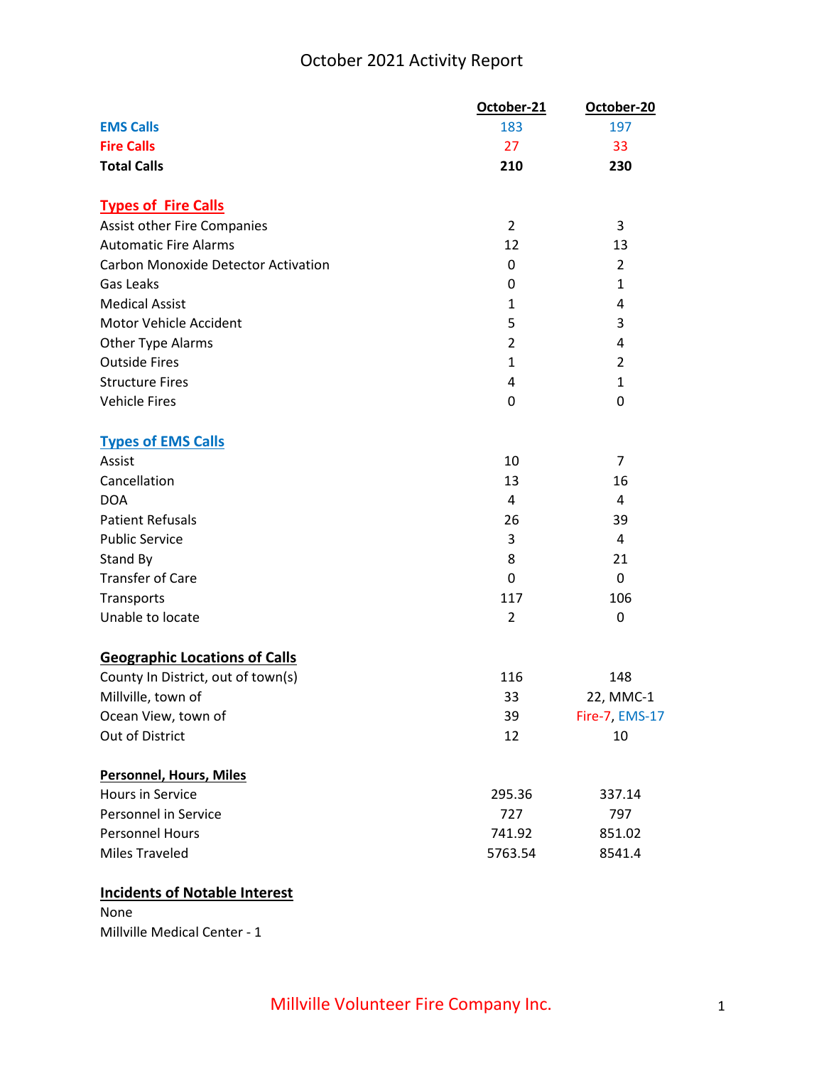# October 2021 Activity Report

| | October-21 | October-20 |
|---|---|---|
| **EMS Calls** | 183 | 197 |
| **Fire Calls** | 27 | 33 |
| **Total Calls** | **210** | **230** |
| | | |
| **Types of Fire Calls** | | |
| Assist other Fire Companies | 2 | 3 |
| Automatic Fire Alarms | 12 | 13 |
| Carbon Monoxide Detector Activation | 0 | 2 |
| Gas Leaks | 0 | 1 |
| Medical Assist | 1 | 4 |
| Motor Vehicle Accident | 5 | 3 |
| Other Type Alarms | 2 | 4 |
| Outside Fires | 1 | 2 |
| Structure Fires | 4 | 1 |
| Vehicle Fires | 0 | 0 |
| | | |
| **Types of EMS Calls** | | |
| Assist | 10 | 7 |
| Cancellation | 13 | 16 |
| DOA | 4 | 4 |
| Patient Refusals | 26 | 39 |
| Public Service | 3 | 4 |
| Stand By | 8 | 21 |
| Transfer of Care | 0 | 0 |
| Transports | 117 | 106 |
| Unable to locate | 2 | 0 |
| | | |
| **Geographic Locations of Calls** | | |
| County In District, out of town(s) | 116 | 148 |
| Millville, town of | 33 | 22, MMC-1 |
| Ocean View, town of | 39 | Fire-7, EMS-17 |
| Out of District | 12 | 10 |
| | | |
| **Personnel, Hours, Miles** | | |
| Hours in Service | 295.36 | 337.14 |
| Personnel in Service | 727 | 797 |
| Personnel Hours | 741.92 | 851.02 |
| Miles Traveled | 5763.54 | 8541.4 |

**Incidents of Notable Interest**

None

Millville Medical Center - 1

Millville Volunteer Fire Company Inc.